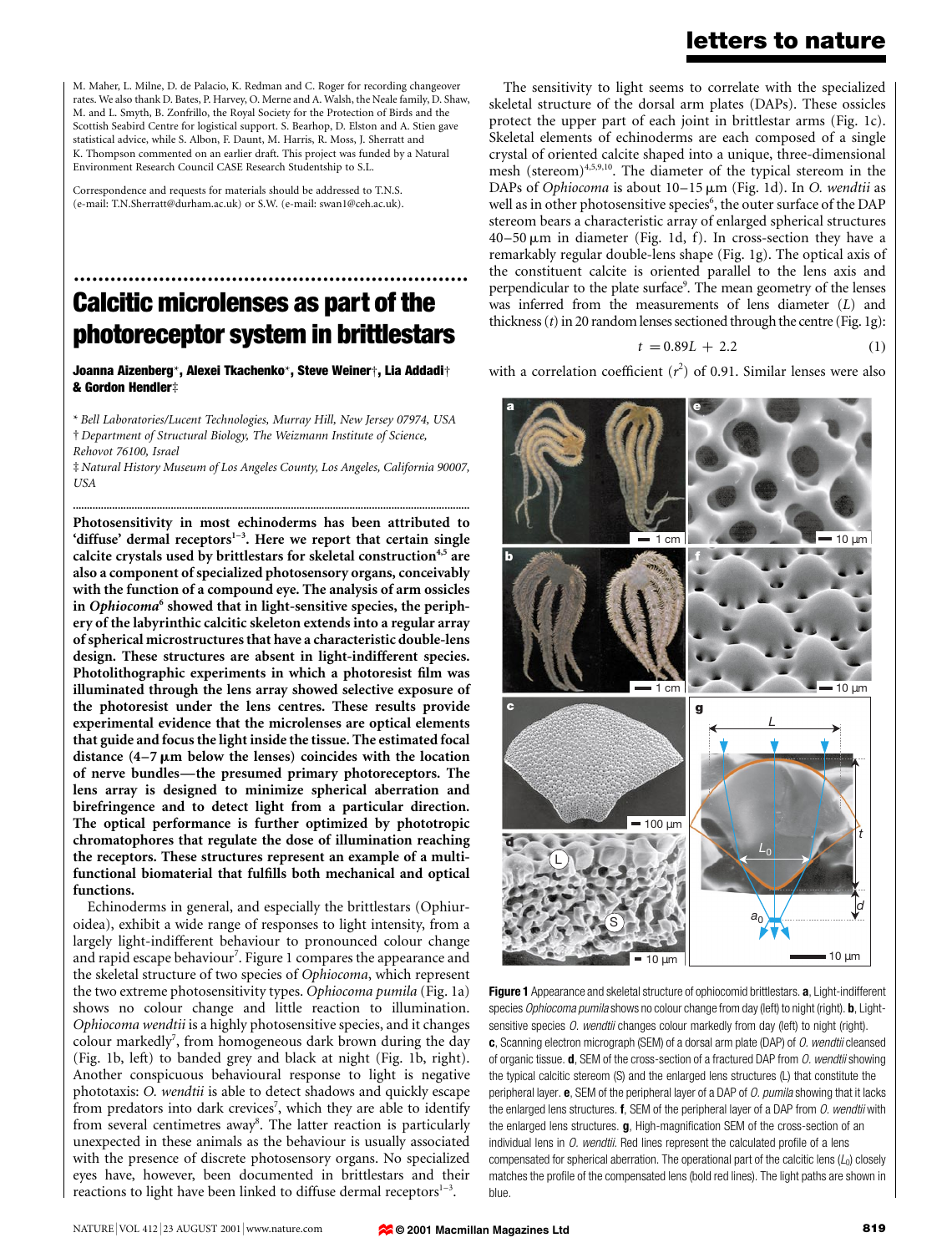M. Maher, L. Milne, D. de Palacio, K. Redman and C. Roger for recording changeover rates. We also thank D. Bates, P. Harvey, O. Merne and A. Walsh, the Neale family, D. Shaw, M. and L. Smyth, B. Zonfrillo, the Royal Society for the Protection of Birds and the Scottish Seabird Centre for logistical support. S. Bearhop, D. Elston and A. Stien gave statistical advice, while S. Albon, F. Daunt, M. Harris, R. Moss, J. Sherratt and K. Thompson commented on an earlier draft. This project was funded by a Natural Environment Research Council CASE Research Studentship to S.L.

Correspondence and requests for materials should be addressed to T.N.S. (e-mail: T.N.Sherratt@durham.ac.uk) or S.W. (e-mail: swan1@ceh.ac.uk).

# Calcitic microlenses as part of the photoreceptor system in brittlestars

**Joanna Aizenberg\*, Alexei Tkachenko\*, Steve Weiner†, Lia Addadi† & Gordon Hendler‡**

*\* Bell Laboratories/Lucent Technologies, Murray Hill, New Jersey 07974, USA*
*† Department of Structural Biology, The Weizmann Institute of Science, Rehovot 76100, Israel*
*‡ Natural History Museum of Los Angeles County, Los Angeles, California 90007, USA*

**Photosensitivity in most echinoderms has been attributed to 'diffuse' dermal receptors[1–3]. Here we report that certain single calcite crystals used by brittlestars for skeletal construction[4,5] are also a component of specialized photosensory organs, conceivably with the function of a compound eye. The analysis of arm ossicles in *Ophiocoma*[6] showed that in light-sensitive species, the periphery of the labyrinthic calcitic skeleton extends into a regular array of spherical microstructures that have a characteristic double-lens design. These structures are absent in light-indifferent species. Photolithographic experiments in which a photoresist film was illuminated through the lens array showed selective exposure of the photoresist under the lens centres. These results provide experimental evidence that the microlenses are optical elements that guide and focus the light inside the tissue. The estimated focal distance (4–7 μm below the lenses) coincides with the location of nerve bundles—the presumed primary photoreceptors. The lens array is designed to minimize spherical aberration and birefringence and to detect light from a particular direction. The optical performance is further optimized by phototropic chromatophores that regulate the dose of illumination reaching the receptors. These structures represent an example of a multifunctional biomaterial that fulfills both mechanical and optical functions.**

Echinoderms in general, and especially the brittlestars (Ophiuroidea), exhibit a wide range of responses to light intensity, from a largely light-indifferent behaviour to pronounced colour change and rapid escape behaviour[7]. Figure 1 compares the appearance and the skeletal structure of two species of *Ophiocoma*, which represent the two extreme photosensitivity types. *Ophiocoma pumila* (Fig. 1a) shows no colour change and little reaction to illumination. *Ophiocoma wendtii* is a highly photosensitive species, and it changes colour markedly[7], from homogeneous dark brown during the day (Fig. 1b, left) to banded grey and black at night (Fig. 1b, right). Another conspicuous behavioural response to light is negative phototaxis: *O. wendtii* is able to detect shadows and quickly escape from predators into dark crevices[7], which they are able to identify from several centimetres away[8]. The latter reaction is particularly unexpected in these animals as the behaviour is usually associated with the presence of discrete photosensory organs. No specialized eyes have, however, been documented in brittlestars and their reactions to light have been linked to diffuse dermal receptors[1–3].

The sensitivity to light seems to correlate with the specialized skeletal structure of the dorsal arm plates (DAPs). These ossicles protect the upper part of each joint in brittlestar arms (Fig. 1c). Skeletal elements of echinoderms are each composed of a single crystal of oriented calcite shaped into a unique, three-dimensional mesh (stereom)[4,5,9,10]. The diameter of the typical stereom in the DAPs of *Ophiocoma* is about 10–15 μm (Fig. 1d). In *O. wendtii* as well as in other photosensitive species[6], the outer surface of the DAP stereom bears a characteristic array of enlarged spherical structures 40–50 μm in diameter (Fig. 1d, f). In cross-section they have a remarkably regular double-lens shape (Fig. 1g). The optical axis of the constituent calcite is oriented parallel to the lens axis and perpendicular to the plate surface[9]. The mean geometry of the lenses was inferred from the measurements of lens diameter ($L$) and thickness ($t$) in 20 random lenses sectioned through the centre (Fig. 1g):

$$t = 0.89L + 2.2 \tag{1}$$

with a correlation coefficient ($r^2$) of 0.91. Similar lenses were also

**Figure 1** Appearance and skeletal structure of ophiocomid brittlestars. **a**, Light-indifferent species *Ophiocoma pumila* shows no colour change from day (left) to night (right). **b**, Light-sensitive species *O. wendtii* changes colour markedly from day (left) to night (right). **c**, Scanning electron micrograph (SEM) of a dorsal arm plate (DAP) of *O. wendtii* cleansed of organic tissue. **d**, SEM of the cross-section of a fractured DAP from *O. wendtii* showing the typical calcitic stereom (S) and the enlarged lens structures (L) that constitute the peripheral layer. **e**, SEM of the peripheral layer of a DAP of *O. pumila* showing that it lacks the enlarged lens structures. **f**, SEM of the peripheral layer of a DAP from *O. wendtii* with the enlarged lens structures. **g**, High-magnification SEM of the cross-section of an individual lens in *O. wendtii*. Red lines represent the calculated profile of a lens compensated for spherical aberration. The operational part of the calcitic lens ($L_0$) closely matches the profile of the compensated lens (bold red lines). The light paths are shown in blue.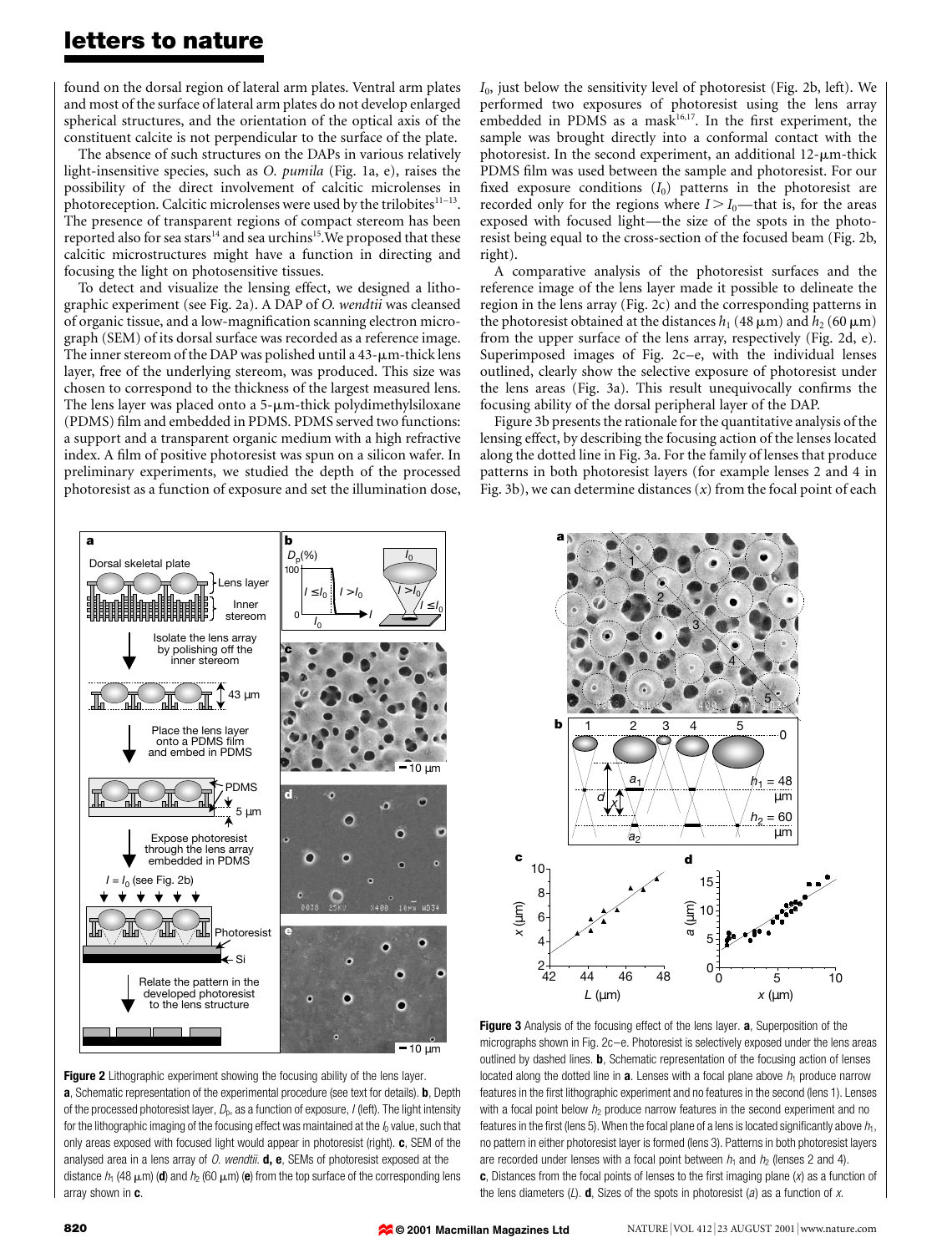found on the dorsal region of lateral arm plates. Ventral arm plates and most of the surface of lateral arm plates do not develop enlarged spherical structures, and the orientation of the optical axis of the constituent calcite is not perpendicular to the surface of the plate.

The absence of such structures on the DAPs in various relatively light-insensitive species, such as *O. pumila* (Fig. 1a, e), raises the possibility of the direct involvement of calcitic microlenses in photoreception. Calcitic microlenses were used by the trilobites[11–13]. The presence of transparent regions of compact stereom has been reported also for sea stars[14] and sea urchins[15]. We proposed that these calcitic microstructures might have a function in directing and focusing the light on photosensitive tissues.

To detect and visualize the lensing effect, we designed a lithographic experiment (see Fig. 2a). A DAP of *O. wendtii* was cleansed of organic tissue, and a low-magnification scanning electron micrograph (SEM) of its dorsal surface was recorded as a reference image. The inner stereom of the DAP was polished until a 43-μm-thick lens layer, free of the underlying stereom, was produced. This size was chosen to correspond to the thickness of the largest measured lens. The lens layer was placed onto a 5-μm-thick polydimethylsiloxane (PDMS) film and embedded in PDMS. PDMS served two functions: a support and a transparent organic medium with a high refractive index. A film of positive photoresist was spun on a silicon wafer. In preliminary experiments, we studied the depth of the processed photoresist as a function of exposure and set the illumination dose, $I_0$, just below the sensitivity level of photoresist (Fig. 2b, left). We performed two exposures of photoresist using the lens array embedded in PDMS as a mask[16,17]. In the first experiment, the sample was brought directly into a conformal contact with the photoresist. In the second experiment, an additional 12-μm-thick PDMS film was used between the sample and photoresist. For our fixed exposure conditions ($I_0$) patterns in the photoresist are recorded only for the regions where $I > I_0$—that is, for the areas exposed with focused light—the size of the spots in the photoresist being equal to the cross-section of the focused beam (Fig. 2b, right).

A comparative analysis of the photoresist surfaces and the reference image of the lens layer made it possible to delineate the region in the lens array (Fig. 2c) and the corresponding patterns in the photoresist obtained at the distances $h_1$ (48 μm) and $h_2$ (60 μm) from the upper surface of the lens array, respectively (Fig. 2d, e). Superimposed images of Fig. 2c–e, with the individual lenses outlined, clearly show the selective exposure of photoresist under the lens areas (Fig. 3a). This result unequivocally confirms the focusing ability of the dorsal peripheral layer of the DAP.

Figure 3b presents the rationale for the quantitative analysis of the lensing effect, by describing the focusing action of the lenses located along the dotted line in Fig. 3a. For the family of lenses that produce patterns in both photoresist layers (for example lenses 2 and 4 in Fig. 3b), we can determine distances ($x$) from the focal point of each

**Figure 2** Lithographic experiment showing the focusing ability of the lens layer. **a**, Schematic representation of the experimental procedure (see text for details). **b**, Depth of the processed photoresist layer, $D_p$, as a function of exposure, $I$ (left). The light intensity for the lithographic imaging of the focusing effect was maintained at the $I_0$ value, such that only areas exposed with focused light would appear in photoresist (right). **c**, SEM of the analysed area in a lens array of *O. wendtii*. **d, e**, SEMs of photoresist exposed at the distance $h_1$ (48 μm) (**d**) and $h_2$ (60 μm) (**e**) from the top surface of the corresponding lens array shown in **c**.

**Figure 3** Analysis of the focusing effect of the lens layer. **a**, Superposition of the micrographs shown in Fig. 2c–e. Photoresist is selectively exposed under the lens areas outlined by dashed lines. **b**, Schematic representation of the focusing action of lenses located along the dotted line in **a**. Lenses with a focal plane above $h_1$ produce narrow features in the first lithographic experiment and no features in the second (lens 1). Lenses with a focal point below $h_2$ produce narrow features in the second experiment and no features in the first (lens 5). When the focal plane of a lens is located significantly above $h_1$, no pattern in either photoresist layer is formed (lens 3). Patterns in both photoresist layers are recorded under lenses with a focal point between $h_1$ and $h_2$ (lenses 2 and 4). **c**, Distances from the focal points of lenses to the first imaging plane ($x$) as a function of the lens diameters ($L$). **d**, Sizes of the spots in photoresist ($a$) as a function of $x$.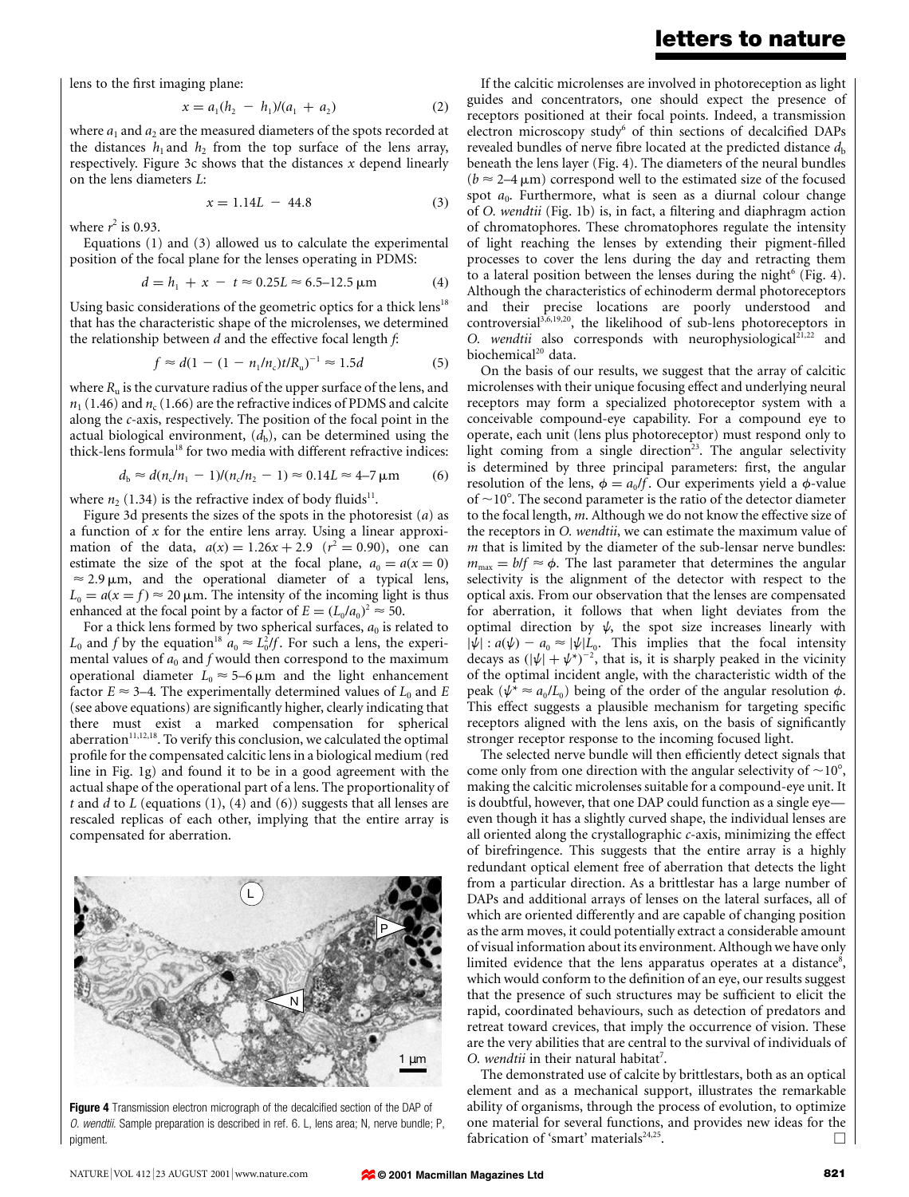lens to the first imaging plane:

$$x = a_1(h_2 - h_1)/(a_1 + a_2) \quad (2)$$

where $a_1$ and $a_2$ are the measured diameters of the spots recorded at the distances $h_1$ and $h_2$ from the top surface of the lens array, respectively. Figure 3c shows that the distances $x$ depend linearly on the lens diameters $L$:

$$x = 1.14L - 44.8 \quad (3)$$

where $r^2$ is 0.93.

Equations (1) and (3) allowed us to calculate the experimental position of the focal plane for the lenses operating in PDMS:

$$d = h_1 + x - t \approx 0.25L \approx 6.5\text{–}12.5\,\mu\text{m} \quad (4)$$

Using basic considerations of the geometric optics for a thick lens[18] that has the characteristic shape of the microlenses, we determined the relationship between $d$ and the effective focal length $f$:

$$f \approx d(1 - (1 - n_1/n_c)t/R_u)^{-1} \approx 1.5d \quad (5)$$

where $R_u$ is the curvature radius of the upper surface of the lens, and $n_1$ (1.46) and $n_c$ (1.66) are the refractive indices of PDMS and calcite along the $c$-axis, respectively. The position of the focal point in the actual biological environment, ($d_b$), can be determined using the thick-lens formula[18] for two media with different refractive indices:

$$d_b \approx d(n_c/n_1 - 1)/(n_c/n_2 - 1) \approx 0.14L \approx 4\text{–}7\,\mu\text{m} \quad (6)$$

where $n_2$ (1.34) is the refractive index of body fluids[11].

Figure 3d presents the sizes of the spots in the photoresist ($a$) as a function of $x$ for the entire lens array. Using a linear approximation of the data, $a(x) = 1.26x + 2.9$ ($r^2 = 0.90$), one can estimate the size of the spot at the focal plane, $a_0 = a(x = 0) \approx 2.9\,\mu$m, and the operational diameter of a typical lens, $L_0 = a(x = f) \approx 20\,\mu$m. The intensity of the incoming light is thus enhanced at the focal point by a factor of $E = (L_0/a_0)^2 \approx 50$.

For a thick lens formed by two spherical surfaces, $a_0$ is related to $L_0$ and $f$ by the equation[18] $a_0 \approx L_0^3/f$. For such a lens, the experimental values of $a_0$ and $f$ would then correspond to the maximum operational diameter $L_0 \approx 5\text{–}6\,\mu$m and the light enhancement factor $E \approx 3\text{–}4$. The experimentally determined values of $L_0$ and $E$ (see above equations) are significantly higher, clearly indicating that there must exist a marked compensation for spherical aberration[11,12,18]. To verify this conclusion, we calculated the optimal profile for the compensated calcitic lens in a biological medium (red line in Fig. 1g) and found it to be in a good agreement with the actual shape of the operational part of a lens. The proportionality of $t$ and $d$ to $L$ (equations (1), (4) and (6)) suggests that all lenses are rescaled replicas of each other, implying that the entire array is compensated for aberration.

**Figure 4** Transmission electron micrograph of the decalcified section of the DAP of *O. wendtii*. Sample preparation is described in ref. 6. L, lens area; N, nerve bundle; P, pigment.

If the calcitic microlenses are involved in photoreception as light guides and concentrators, one should expect the presence of receptors positioned at their focal points. Indeed, a transmission electron microscopy study[6] of thin sections of decalcified DAPs revealed bundles of nerve fibre located at the predicted distance $d_b$ beneath the lens layer (Fig. 4). The diameters of the neural bundles ($b \approx 2\text{–}4\,\mu$m) correspond well to the estimated size of the focused spot $a_0$. Furthermore, what is seen as a diurnal colour change of *O. wendtii* (Fig. 1b) is, in fact, a filtering and diaphragm action of chromatophores. These chromatophores regulate the intensity of light reaching the lenses by extending their pigment-filled processes to cover the lens during the day and retracting them to a lateral position between the lenses during the night[6] (Fig. 4). Although the characteristics of echinoderm dermal photoreceptors and their precise locations are poorly understood and controversial[3,6,19,20], the likelihood of sub-lens photoreceptors in *O. wendtii* also corresponds with neurophysiological[21,22] and biochemical[20] data.

On the basis of our results, we suggest that the array of calcitic microlenses with their unique focusing effect and underlying neural receptors may form a specialized photoreceptor system with a conceivable compound-eye capability. For a compound eye to operate, each unit (lens plus photoreceptor) must respond only to light coming from a single direction[23]. The angular selectivity is determined by three principal parameters: first, the angular resolution of the lens, $\phi = a_0/f$. Our experiments yield a $\phi$-value of $\sim 10°$. The second parameter is the ratio of the detector diameter to the focal length, $m$. Although we do not know the effective size of the receptors in *O. wendtii*, we can estimate the maximum value of $m$ that is limited by the diameter of the sub-lensar nerve bundles: $m_{max} = b/f \approx \phi$. The last parameter that determines the angular selectivity is the alignment of the detector with respect to the optical axis. From our observation that the lenses are compensated for aberration, it follows that when light deviates from the optimal direction by $\psi$, the spot size increases linearly with $|\psi| : a(\psi) - a_0 \approx |\psi|L_0$. This implies that the focal intensity decays as $(|\psi| + \psi^*)^{-2}$, that is, it is sharply peaked in the vicinity of the optimal incident angle, with the characteristic width of the peak ($\psi^* \approx a_0/L_0$) being of the order of the angular resolution $\phi$. This effect suggests a plausible mechanism for targeting specific receptors aligned with the lens axis, on the basis of significantly stronger receptor response to the incoming focused light.

The selected nerve bundle will then efficiently detect signals that come only from one direction with the angular selectivity of $\sim 10°$, making the calcitic microlenses suitable for a compound-eye unit. It is doubtful, however, that one DAP could function as a single eye—even though it has a slightly curved shape, the individual lenses are all oriented along the crystallographic $c$-axis, minimizing the effect of birefringence. This suggests that the entire array is a highly redundant optical element free of aberration that detects the light from a particular direction. As a brittlestar has a large number of DAPs and additional arrays of lenses on the lateral surfaces, all of which are oriented differently and are capable of changing position as the arm moves, it could potentially extract a considerable amount of visual information about its environment. Although we have only limited evidence that the lens apparatus operates at a distance[8], which would conform to the definition of an eye, our results suggest that the presence of such structures may be sufficient to elicit the rapid, coordinated behaviours, such as detection of predators and retreat toward crevices, that imply the occurrence of vision. These are the very abilities that are central to the survival of individuals of *O. wendtii* in their natural habitat[7].

The demonstrated use of calcite by brittlestars, both as an optical element and as a mechanical support, illustrates the remarkable ability of organisms, through the process of evolution, to optimize one material for several functions, and provides new ideas for the fabrication of 'smart' materials[24,25]. □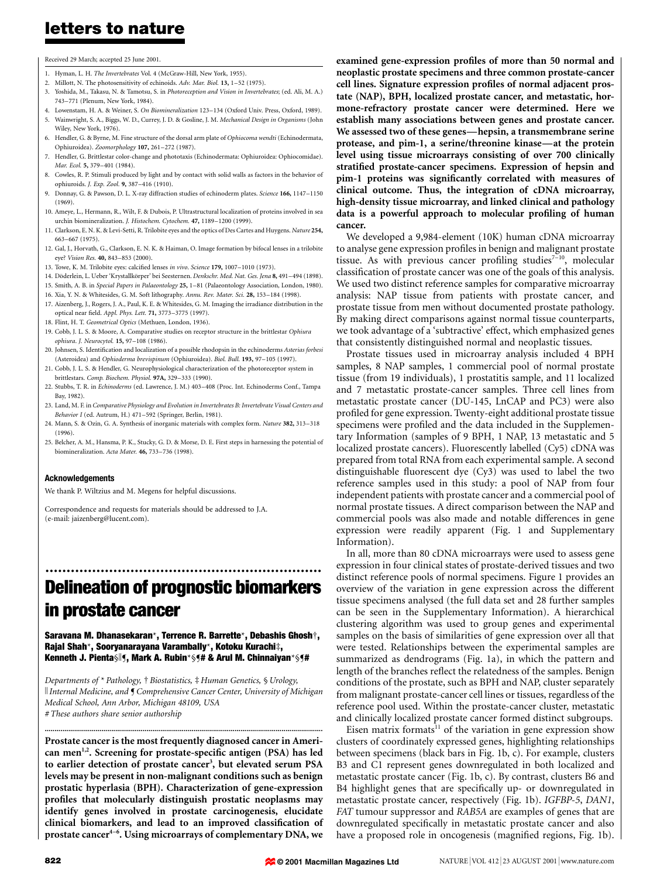Received 29 March; accepted 25 June 2001.

1. Hyman, L. H. *The Invertebrates* Vol. 4 (McGraw-Hill, New York, 1955).
2. Millott, N. The photosensitivity of echinoids. *Adv. Mar. Biol.* **13,** 1–52 (1975).
3. Yoshida, M., Takasu, N. & Tamotsu, S. in *Photoreception and Vision in Invertebrates*; (ed. Ali, M. A.) 743–771 (Plenum, New York, 1984).
4. Lowenstam, H. A. & Weiner, S. *On Biomineralization* 123–134 (Oxford Univ. Press, Oxford, 1989).
5. Wainwright, S. A., Biggs, W. D., Currey, J. D. & Gosline, J. M. *Mechanical Design in Organisms* (John Wiley, New York, 1976).
6. Hendler, G. & Byrne, M. Fine structure of the dorsal arm plate of *Ophiocoma wendti* (Echinodermata, Ophiuroidea). *Zoomorphology* **107,** 261–272 (1987).
7. Hendler, G. Brittlestar color-change and phototaxis (Echinodermata: Ophiuroidea: Ophiocomidae). *Mar. Ecol.* **5,** 379–401 (1984).
8. Cowles, R. P. Stimuli produced by light and by contact with solid walls as factors in the behavior of ophiuroids. *J. Exp. Zool.* **9,** 387–416 (1910).
9. Donnay, G. & Pawson, D. L. X-ray diffraction studies of echinoderm plates. *Science* **166,** 1147–1150 (1969).
10. Ameye, L., Hermann, R., Wilt, F. & Dubois, P. Ultrastructural localization of proteins involved in sea urchin biomineralization. *J. Histochem. Cytochem.* **47,** 1189–1200 (1999).
11. Clarkson, E. N. K. & Levi-Setti, R. Trilobite eyes and the optics of Des Cartes and Huygens. *Nature* **254,** 663–667 (1975).
12. Gal, J., Horvath, G., Clarkson, E. N. K. & Haiman, O. Image formation by bifocal lenses in a trilobite eye? *Vision Res.* **40,** 843–853 (2000).
13. Towe, K. M. Trilobite eyes: calcified lenses *in vivo*. *Science* **179,** 1007–1010 (1973).
14. Döderlein, L. Ueber 'Krystallkörper' bei Seesternen. *Denkschr. Med. Nat. Ges. Jena* **8,** 491–494 (1898).
15. Smith, A. B. in *Special Papers in Palaeontology* **25,** 1–81 (Palaeontology Association, London, 1980).
16. Xia, Y. N. & Whitesides, G. M. Soft lithography. *Annu. Rev. Mater. Sci.* **28,** 153–184 (1998).
17. Aizenberg, J., Rogers, J. A., Paul, K. E. & Whitesides, G. M. Imaging the irradiance distribution in the optical near field. *Appl. Phys. Lett.* **71,** 3773–3775 (1997).
18. Flint, H. T. *Geometrical Optics* (Methuen, London, 1936).
19. Cobb, J. L. S. & Moore, A. Comparative studies on receptor structure in the brittlestar *Ophiura ophiura*. *J. Neurocytol.* **15,** 97–108 (1986).
20. Johnsen, S. Identification and localization of a possible rhodopsin in the echinoderms *Asterias forbesi* (Asteroidea) and *Ophioderma brevispinum* (Ophiuroidea). *Biol. Bull.* **193,** 97–105 (1997).
21. Cobb, J. L. S. & Hendler, G. Neurophysiological characterization of the photoreceptor system in brittlestars. *Comp. Biochem. Physiol.* **97A,** 329–333 (1990).
22. Stubbs, T. R. in *Echinoderms* (ed. Lawrence, J. M.) 403–408 (Proc. Int. Echinoderms Conf., Tampa Bay, 1982).
23. Land, M. F. in *Comparative Physiology and Evolution in Invertebrates B: Invertebrate Visual Centers and Behavior I* (ed. Autrum, H.) 471–592 (Springer, Berlin, 1981).
24. Mann, S. & Ozin, G. A. Synthesis of inorganic materials with complex form. *Nature* **382,** 313–318 (1996).
25. Belcher, A. M., Hansma, P. K., Stucky, G. D. & Morse, D. E. First steps in harnessing the potential of biomineralization. *Acta Mater.* **46,** 733–736 (1998).

### Acknowledgements

We thank P. Wiltzius and M. Megens for helpful discussions.

Correspondence and requests for materials should be addressed to J.A. (e-mail: jaizenberg@lucent.com).

# Delineation of prognostic biomarkers in prostate cancer

**Saravana M. Dhanasekaran\*, Terrence R. Barrette\*, Debashis Ghosh†, Rajal Shah\*, Sooryanarayana Varambally\*, Kotoku Kurachi‡, Kenneth J. Pienta§‖¶, Mark A. Rubin\*§¶# & Arul M. Chinnaiyan\*§¶#**

*Departments of \* Pathology, † Biostatistics, ‡ Human Genetics, § Urology, ‖ Internal Medicine, and ¶ Comprehensive Cancer Center, University of Michigan Medical School, Ann Arbor, Michigan 48109, USA*
*# These authors share senior authorship*

**Prostate cancer is the most frequently diagnosed cancer in American men[1,2]. Screening for prostate-specific antigen (PSA) has led to earlier detection of prostate cancer[3], but elevated serum PSA levels may be present in non-malignant conditions such as benign prostatic hyperlasia (BPH). Characterization of gene-expression profiles that molecularly distinguish prostatic neoplasms may identify genes involved in prostate carcinogenesis, elucidate clinical biomarkers, and lead to an improved classification of prostate cancer[4–6]. Using microarrays of complementary DNA, we examined gene-expression profiles of more than 50 normal and neoplastic prostate specimens and three common prostate-cancer cell lines. Signature expression profiles of normal adjacent prostate (NAP), BPH, localized prostate cancer, and metastatic, hormone-refractory prostate cancer were determined. Here we establish many associations between genes and prostate cancer. We assessed two of these genes—hepsin, a transmembrane serine protease, and pim-1, a serine/threonine kinase—at the protein level using tissue microarrays consisting of over 700 clinically stratified prostate-cancer specimens. Expression of hepsin and pim-1 proteins was significantly correlated with measures of clinical outcome. Thus, the integration of cDNA microarray, high-density tissue microarray, and linked clinical and pathology data is a powerful approach to molecular profiling of human cancer.**

We developed a 9,984-element (10K) human cDNA microarray to analyse gene expression profiles in benign and malignant prostate tissue. As with previous cancer profiling studies[7–10], molecular classification of prostate cancer was one of the goals of this analysis. We used two distinct reference samples for comparative microarray analysis: NAP tissue from patients with prostate cancer, and prostate tissue from men without documented prostate pathology. By making direct comparisons against normal tissue counterparts, we took advantage of a 'subtractive' effect, which emphasized genes that consistently distinguished normal and neoplastic tissues.

Prostate tissues used in microarray analysis included 4 BPH samples, 8 NAP samples, 1 commercial pool of normal prostate tissue (from 19 individuals), 1 prostatitis sample, and 11 localized and 7 metastatic prostate-cancer samples. Three cell lines from metastatic prostate cancer (DU-145, LnCAP and PC3) were also profiled for gene expression. Twenty-eight additional prostate tissue specimens were profiled and the data included in the Supplementary Information (samples of 9 BPH, 1 NAP, 13 metastatic and 5 localized prostate cancers). Fluorescently labelled (Cy5) cDNA was prepared from total RNA from each experimental sample. A second distinguishable fluorescent dye (Cy3) was used to label the two reference samples used in this study: a pool of NAP from four independent patients with prostate cancer and a commercial pool of normal prostate tissues. A direct comparison between the NAP and commercial pools was also made and notable differences in gene expression were readily apparent (Fig. 1 and Supplementary Information).

In all, more than 80 cDNA microarrays were used to assess gene expression in four clinical states of prostate-derived tissues and two distinct reference pools of normal specimens. Figure 1 provides an overview of the variation in gene expression across the different tissue specimens analysed (the full data set and 28 further samples can be seen in the Supplementary Information). A hierarchical clustering algorithm was used to group genes and experimental samples on the basis of similarities of gene expression over all that were tested. Relationships between the experimental samples are summarized as dendrograms (Fig. 1a), in which the pattern and length of the branches reflect the relatedness of the samples. Benign conditions of the prostate, such as BPH and NAP, cluster separately from malignant prostate-cancer cell lines or tissues, regardless of the reference pool used. Within the prostate-cancer cluster, metastatic and clinically localized prostate cancer formed distinct subgroups.

Eisen matrix formats[11] of the variation in gene expression show clusters of coordinately expressed genes, highlighting relationships between specimens (black bars in Fig. 1b, c). For example, clusters B3 and C1 represent genes downregulated in both localized and metastatic prostate cancer (Fig. 1b, c). By contrast, clusters B6 and B4 highlight genes that are specifically up- or downregulated in metastatic prostate cancer, respectively (Fig. 1b). *IGFBP-5*, *DAN1*, *FAT* tumour suppressor and *RAB5A* are examples of genes that are downregulated specifically in metastatic prostate cancer and also have a proposed role in oncogenesis (magnified regions, Fig. 1b).